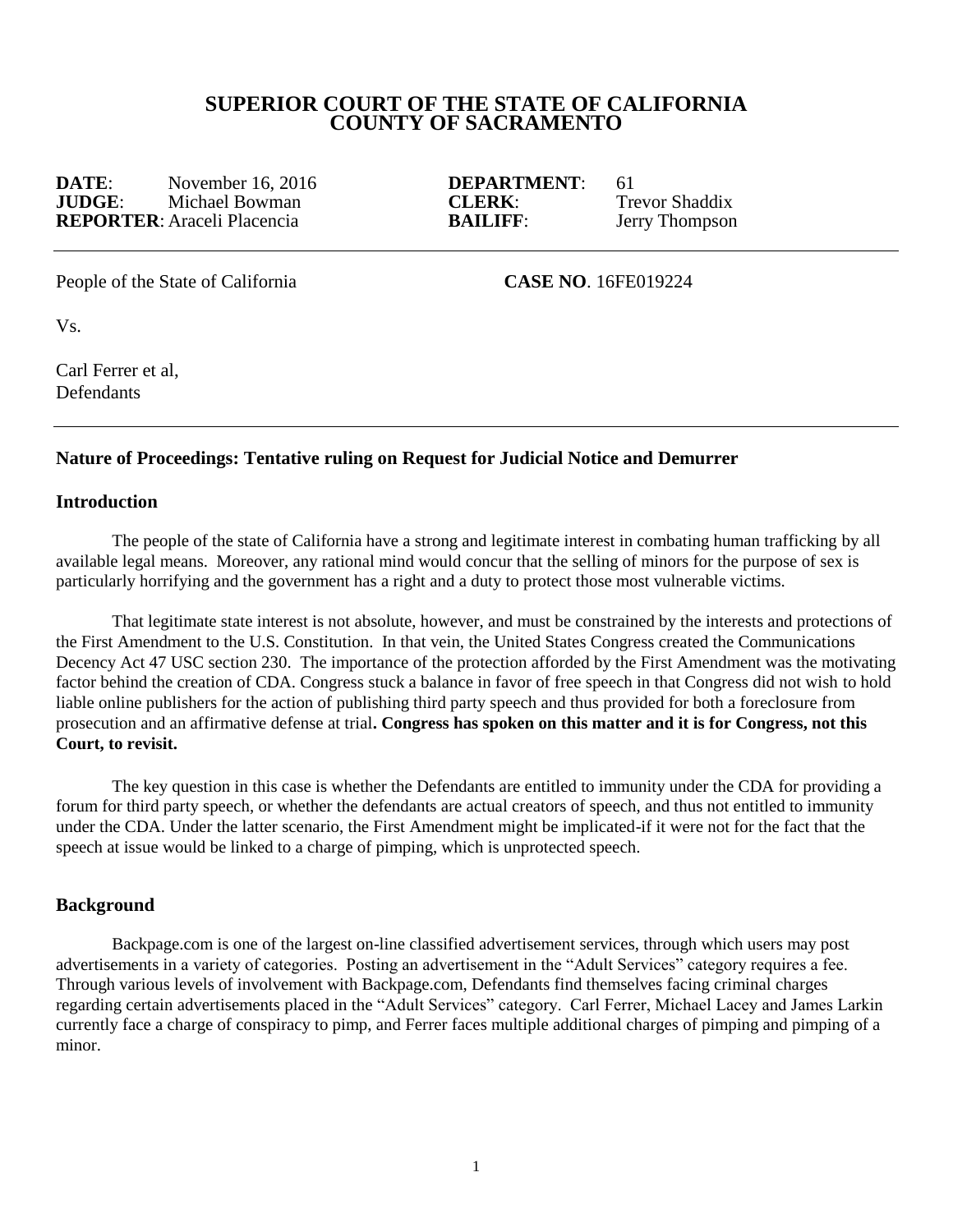## SUPERIOR COURT OF THE STATE OF CALIFORNIA
## COUNTY OF SACRAMENTO

| | | | |
|---|---|---|---|
| **DATE**: | November 16, 2016 | **DEPARTMENT**: | 61 |
| **JUDGE**: | Michael Bowman | **CLERK**: | Trevor Shaddix |
| **REPORTER**: | Araceli Placencia | **BAILIFF**: | Jerry Thompson |

---

People of the State of California **CASE NO**. 16FE019224

Vs.

Carl Ferrer et al,
Defendants

---

### Nature of Proceedings: Tentative ruling on Request for Judicial Notice and Demurrer

### Introduction

The people of the state of California have a strong and legitimate interest in combating human trafficking by all available legal means. Moreover, any rational mind would concur that the selling of minors for the purpose of sex is particularly horrifying and the government has a right and a duty to protect those most vulnerable victims.

That legitimate state interest is not absolute, however, and must be constrained by the interests and protections of the First Amendment to the U.S. Constitution. In that vein, the United States Congress created the Communications Decency Act 47 USC section 230. The importance of the protection afforded by the First Amendment was the motivating factor behind the creation of CDA. Congress stuck a balance in favor of free speech in that Congress did not wish to hold liable online publishers for the action of publishing third party speech and thus provided for both a foreclosure from prosecution and an affirmative defense at trial**. Congress has spoken on this matter and it is for Congress, not this Court, to revisit.**

The key question in this case is whether the Defendants are entitled to immunity under the CDA for providing a forum for third party speech, or whether the defendants are actual creators of speech, and thus not entitled to immunity under the CDA. Under the latter scenario, the First Amendment might be implicated-if it were not for the fact that the speech at issue would be linked to a charge of pimping, which is unprotected speech.

### Background

Backpage.com is one of the largest on-line classified advertisement services, through which users may post advertisements in a variety of categories. Posting an advertisement in the "Adult Services" category requires a fee. Through various levels of involvement with Backpage.com, Defendants find themselves facing criminal charges regarding certain advertisements placed in the "Adult Services" category. Carl Ferrer, Michael Lacey and James Larkin currently face a charge of conspiracy to pimp, and Ferrer faces multiple additional charges of pimping and pimping of a minor.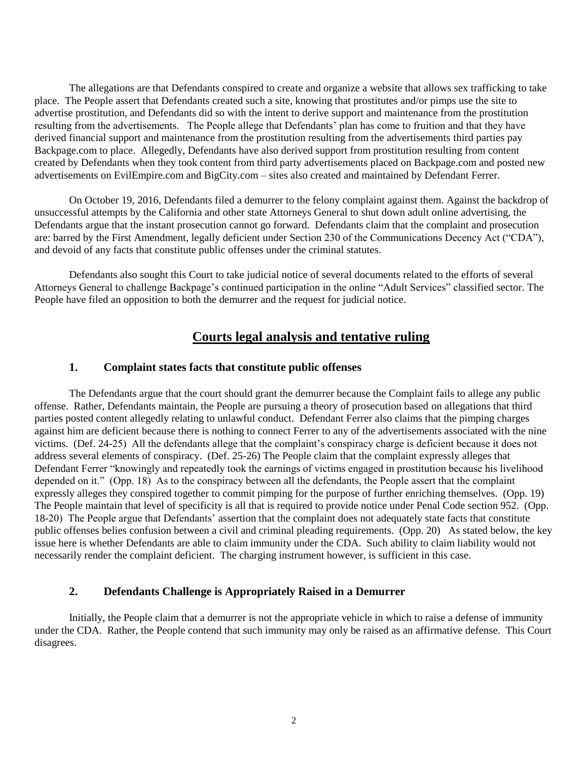The allegations are that Defendants conspired to create and organize a website that allows sex trafficking to take place. The People assert that Defendants created such a site, knowing that prostitutes and/or pimps use the site to advertise prostitution, and Defendants did so with the intent to derive support and maintenance from the prostitution resulting from the advertisements. The People allege that Defendants' plan has come to fruition and that they have derived financial support and maintenance from the prostitution resulting from the advertisements third parties pay Backpage.com to place. Allegedly, Defendants have also derived support from prostitution resulting from content created by Defendants when they took content from third party advertisements placed on Backpage.com and posted new advertisements on EvilEmpire.com and BigCity.com – sites also created and maintained by Defendant Ferrer.

On October 19, 2016, Defendants filed a demurrer to the felony complaint against them. Against the backdrop of unsuccessful attempts by the California and other state Attorneys General to shut down adult online advertising, the Defendants argue that the instant prosecution cannot go forward. Defendants claim that the complaint and prosecution are: barred by the First Amendment, legally deficient under Section 230 of the Communications Decency Act ("CDA"), and devoid of any facts that constitute public offenses under the criminal statutes.

Defendants also sought this Court to take judicial notice of several documents related to the efforts of several Attorneys General to challenge Backpage's continued participation in the online "Adult Services" classified sector. The People have filed an opposition to both the demurrer and the request for judicial notice.

## Courts legal analysis and tentative ruling

### 1. Complaint states facts that constitute public offenses

The Defendants argue that the court should grant the demurrer because the Complaint fails to allege any public offense. Rather, Defendants maintain, the People are pursuing a theory of prosecution based on allegations that third parties posted content allegedly relating to unlawful conduct. Defendant Ferrer also claims that the pimping charges against him are deficient because there is nothing to connect Ferrer to any of the advertisements associated with the nine victims. (Def. 24-25) All the defendants allege that the complaint's conspiracy charge is deficient because it does not address several elements of conspiracy. (Def. 25-26) The People claim that the complaint expressly alleges that Defendant Ferrer "knowingly and repeatedly took the earnings of victims engaged in prostitution because his livelihood depended on it." (Opp. 18) As to the conspiracy between all the defendants, the People assert that the complaint expressly alleges they conspired together to commit pimping for the purpose of further enriching themselves. (Opp. 19) The People maintain that level of specificity is all that is required to provide notice under Penal Code section 952. (Opp. 18-20) The People argue that Defendants' assertion that the complaint does not adequately state facts that constitute public offenses belies confusion between a civil and criminal pleading requirements. (Opp. 20) As stated below, the key issue here is whether Defendants are able to claim immunity under the CDA. Such ability to claim liability would not necessarily render the complaint deficient. The charging instrument however, is sufficient in this case.

### 2. Defendants Challenge is Appropriately Raised in a Demurrer

Initially, the People claim that a demurrer is not the appropriate vehicle in which to raise a defense of immunity under the CDA. Rather, the People contend that such immunity may only be raised as an affirmative defense. This Court disagrees.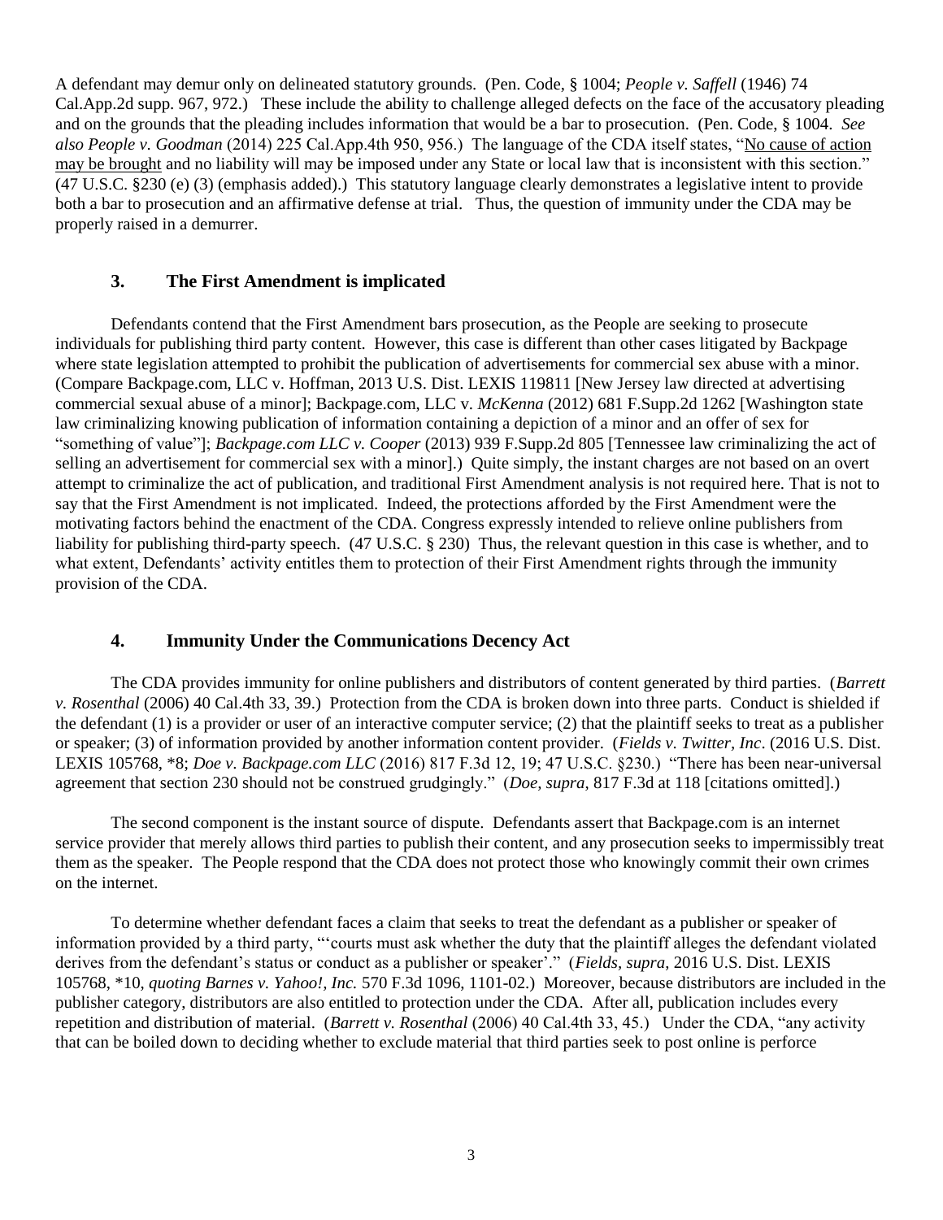A defendant may demur only on delineated statutory grounds. (Pen. Code, § 1004; *People v. Saffell* (1946) 74 Cal.App.2d supp. 967, 972.) These include the ability to challenge alleged defects on the face of the accusatory pleading and on the grounds that the pleading includes information that would be a bar to prosecution. (Pen. Code, § 1004. *See also People v. Goodman* (2014) 225 Cal.App.4th 950, 956.) The language of the CDA itself states, "No cause of action may be brought and no liability will may be imposed under any State or local law that is inconsistent with this section." (47 U.S.C. §230 (e) (3) (emphasis added).) This statutory language clearly demonstrates a legislative intent to provide both a bar to prosecution and an affirmative defense at trial. Thus, the question of immunity under the CDA may be properly raised in a demurrer.

### 3. The First Amendment is implicated

Defendants contend that the First Amendment bars prosecution, as the People are seeking to prosecute individuals for publishing third party content. However, this case is different than other cases litigated by Backpage where state legislation attempted to prohibit the publication of advertisements for commercial sex abuse with a minor. (Compare Backpage.com, LLC v. Hoffman, 2013 U.S. Dist. LEXIS 119811 [New Jersey law directed at advertising commercial sexual abuse of a minor]; Backpage.com, LLC v. *McKenna* (2012) 681 F.Supp.2d 1262 [Washington state law criminalizing knowing publication of information containing a depiction of a minor and an offer of sex for "something of value"]; *Backpage.com LLC v. Cooper* (2013) 939 F.Supp.2d 805 [Tennessee law criminalizing the act of selling an advertisement for commercial sex with a minor].) Quite simply, the instant charges are not based on an overt attempt to criminalize the act of publication, and traditional First Amendment analysis is not required here. That is not to say that the First Amendment is not implicated. Indeed, the protections afforded by the First Amendment were the motivating factors behind the enactment of the CDA. Congress expressly intended to relieve online publishers from liability for publishing third-party speech. (47 U.S.C. § 230) Thus, the relevant question in this case is whether, and to what extent, Defendants' activity entitles them to protection of their First Amendment rights through the immunity provision of the CDA.

### 4. Immunity Under the Communications Decency Act

The CDA provides immunity for online publishers and distributors of content generated by third parties. (*Barrett v. Rosenthal* (2006) 40 Cal.4th 33, 39.) Protection from the CDA is broken down into three parts. Conduct is shielded if the defendant (1) is a provider or user of an interactive computer service; (2) that the plaintiff seeks to treat as a publisher or speaker; (3) of information provided by another information content provider. (*Fields v. Twitter, Inc*. (2016 U.S. Dist. LEXIS 105768, *8; *Doe v. Backpage.com LLC* (2016) 817 F.3d 12, 19; 47 U.S.C. §230.) "There has been near-universal agreement that section 230 should not be construed grudgingly." (*Doe, supra*, 817 F.3d at 118 [citations omitted].)

The second component is the instant source of dispute. Defendants assert that Backpage.com is an internet service provider that merely allows third parties to publish their content, and any prosecution seeks to impermissibly treat them as the speaker. The People respond that the CDA does not protect those who knowingly commit their own crimes on the internet.

To determine whether defendant faces a claim that seeks to treat the defendant as a publisher or speaker of information provided by a third party, "'courts must ask whether the duty that the plaintiff alleges the defendant violated derives from the defendant's status or conduct as a publisher or speaker'." (*Fields, supra,* 2016 U.S. Dist. LEXIS 105768, *10, *quoting Barnes v. Yahoo!, Inc.* 570 F.3d 1096, 1101-02.) Moreover, because distributors are included in the publisher category, distributors are also entitled to protection under the CDA. After all, publication includes every repetition and distribution of material. (*Barrett v. Rosenthal* (2006) 40 Cal.4th 33, 45.) Under the CDA, "any activity that can be boiled down to deciding whether to exclude material that third parties seek to post online is perforce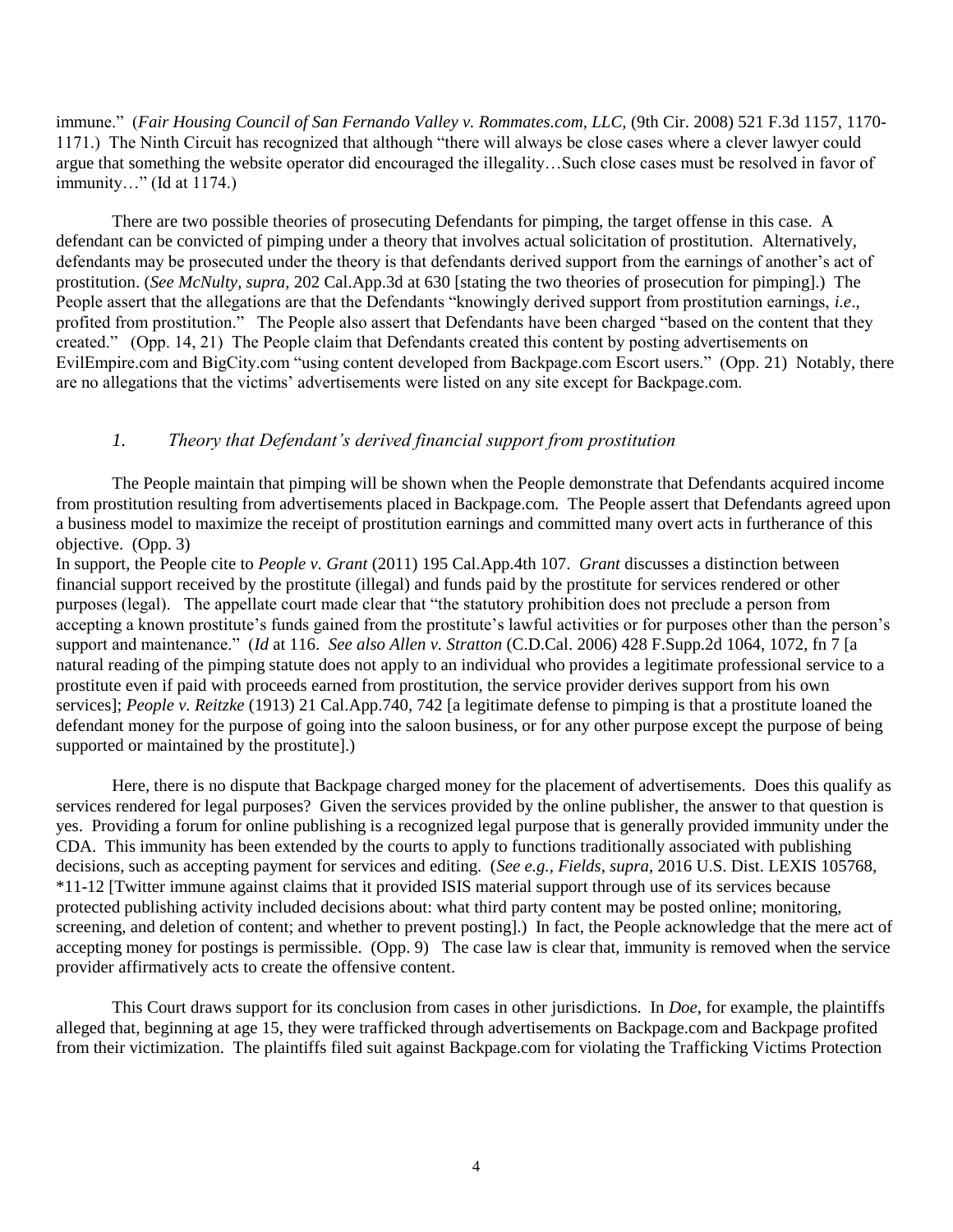immune." (*Fair Housing Council of San Fernando Valley v. Rommates.com, LLC,* (9th Cir. 2008) 521 F.3d 1157, 1170-1171.) The Ninth Circuit has recognized that although "there will always be close cases where a clever lawyer could argue that something the website operator did encouraged the illegality…Such close cases must be resolved in favor of immunity…" (Id at 1174.)

There are two possible theories of prosecuting Defendants for pimping, the target offense in this case. A defendant can be convicted of pimping under a theory that involves actual solicitation of prostitution. Alternatively, defendants may be prosecuted under the theory is that defendants derived support from the earnings of another's act of prostitution. (*See McNulty, supra,* 202 Cal.App.3d at 630 [stating the two theories of prosecution for pimping].) The People assert that the allegations are that the Defendants "knowingly derived support from prostitution earnings, *i.e*., profited from prostitution." The People also assert that Defendants have been charged "based on the content that they created." (Opp. 14, 21) The People claim that Defendants created this content by posting advertisements on EvilEmpire.com and BigCity.com "using content developed from Backpage.com Escort users." (Opp. 21) Notably, there are no allegations that the victims' advertisements were listed on any site except for Backpage.com.

### *1. Theory that Defendant's derived financial support from prostitution*

The People maintain that pimping will be shown when the People demonstrate that Defendants acquired income from prostitution resulting from advertisements placed in Backpage.com. The People assert that Defendants agreed upon a business model to maximize the receipt of prostitution earnings and committed many overt acts in furtherance of this objective. (Opp. 3)

In support, the People cite to *People v. Grant* (2011) 195 Cal.App.4th 107. *Grant* discusses a distinction between financial support received by the prostitute (illegal) and funds paid by the prostitute for services rendered or other purposes (legal). The appellate court made clear that "the statutory prohibition does not preclude a person from accepting a known prostitute's funds gained from the prostitute's lawful activities or for purposes other than the person's support and maintenance." (*Id* at 116. *See also Allen v. Stratton* (C.D.Cal. 2006) 428 F.Supp.2d 1064, 1072, fn 7 [a natural reading of the pimping statute does not apply to an individual who provides a legitimate professional service to a prostitute even if paid with proceeds earned from prostitution, the service provider derives support from his own services]; *People v. Reitzke* (1913) 21 Cal.App.740, 742 [a legitimate defense to pimping is that a prostitute loaned the defendant money for the purpose of going into the saloon business, or for any other purpose except the purpose of being supported or maintained by the prostitute].)

Here, there is no dispute that Backpage charged money for the placement of advertisements. Does this qualify as services rendered for legal purposes? Given the services provided by the online publisher, the answer to that question is yes. Providing a forum for online publishing is a recognized legal purpose that is generally provided immunity under the CDA. This immunity has been extended by the courts to apply to functions traditionally associated with publishing decisions, such as accepting payment for services and editing. (*See e.g., Fields, supra*, 2016 U.S. Dist. LEXIS 105768, *11-12 [Twitter immune against claims that it provided ISIS material support through use of its services because protected publishing activity included decisions about: what third party content may be posted online; monitoring, screening, and deletion of content; and whether to prevent posting].) In fact, the People acknowledge that the mere act of accepting money for postings is permissible. (Opp. 9) The case law is clear that, immunity is removed when the service provider affirmatively acts to create the offensive content.

This Court draws support for its conclusion from cases in other jurisdictions. In *Doe*, for example, the plaintiffs alleged that, beginning at age 15, they were trafficked through advertisements on Backpage.com and Backpage profited from their victimization. The plaintiffs filed suit against Backpage.com for violating the Trafficking Victims Protection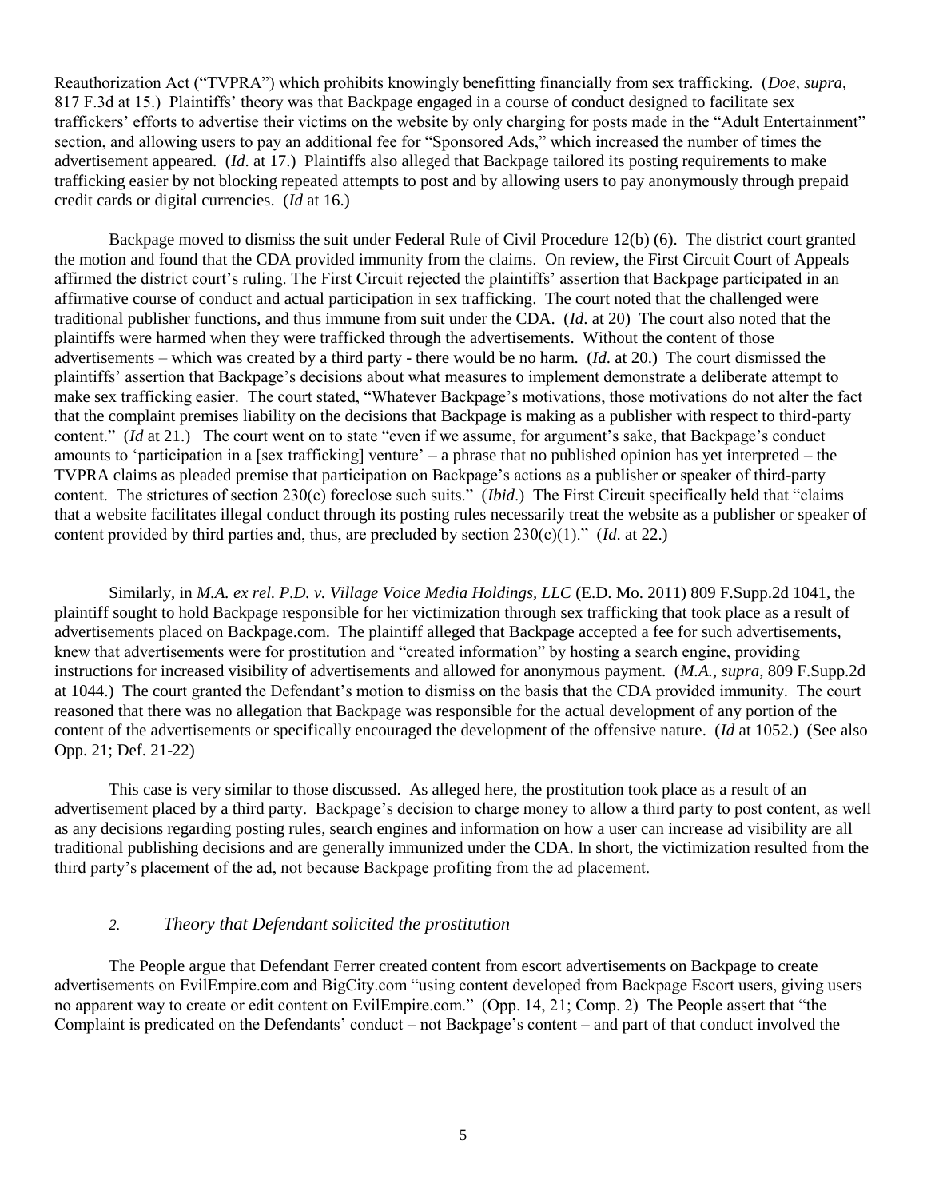Reauthorization Act ("TVPRA") which prohibits knowingly benefitting financially from sex trafficking. (*Doe, supra*, 817 F.3d at 15.) Plaintiffs' theory was that Backpage engaged in a course of conduct designed to facilitate sex traffickers' efforts to advertise their victims on the website by only charging for posts made in the "Adult Entertainment" section, and allowing users to pay an additional fee for "Sponsored Ads," which increased the number of times the advertisement appeared. (*Id*. at 17.) Plaintiffs also alleged that Backpage tailored its posting requirements to make trafficking easier by not blocking repeated attempts to post and by allowing users to pay anonymously through prepaid credit cards or digital currencies. (*Id* at 16.)

Backpage moved to dismiss the suit under Federal Rule of Civil Procedure 12(b) (6). The district court granted the motion and found that the CDA provided immunity from the claims. On review, the First Circuit Court of Appeals affirmed the district court's ruling. The First Circuit rejected the plaintiffs' assertion that Backpage participated in an affirmative course of conduct and actual participation in sex trafficking. The court noted that the challenged were traditional publisher functions, and thus immune from suit under the CDA. (*Id*. at 20) The court also noted that the plaintiffs were harmed when they were trafficked through the advertisements. Without the content of those advertisements – which was created by a third party - there would be no harm. (*Id*. at 20.) The court dismissed the plaintiffs' assertion that Backpage's decisions about what measures to implement demonstrate a deliberate attempt to make sex trafficking easier. The court stated, "Whatever Backpage's motivations, those motivations do not alter the fact that the complaint premises liability on the decisions that Backpage is making as a publisher with respect to third-party content." (*Id* at 21.) The court went on to state "even if we assume, for argument's sake, that Backpage's conduct amounts to 'participation in a [sex trafficking] venture' – a phrase that no published opinion has yet interpreted – the TVPRA claims as pleaded premise that participation on Backpage's actions as a publisher or speaker of third-party content. The strictures of section 230(c) foreclose such suits." (*Ibid*.) The First Circuit specifically held that "claims that a website facilitates illegal conduct through its posting rules necessarily treat the website as a publisher or speaker of content provided by third parties and, thus, are precluded by section 230(c)(1)." (*Id*. at 22.)

Similarly, in *M.A. ex rel. P.D. v. Village Voice Media Holdings, LLC* (E.D. Mo. 2011) 809 F.Supp.2d 1041, the plaintiff sought to hold Backpage responsible for her victimization through sex trafficking that took place as a result of advertisements placed on Backpage.com. The plaintiff alleged that Backpage accepted a fee for such advertisements, knew that advertisements were for prostitution and "created information" by hosting a search engine, providing instructions for increased visibility of advertisements and allowed for anonymous payment. (*M.A., supra*, 809 F.Supp.2d at 1044.) The court granted the Defendant's motion to dismiss on the basis that the CDA provided immunity. The court reasoned that there was no allegation that Backpage was responsible for the actual development of any portion of the content of the advertisements or specifically encouraged the development of the offensive nature. (*Id* at 1052.) (See also Opp. 21; Def. 21-22)

This case is very similar to those discussed. As alleged here, the prostitution took place as a result of an advertisement placed by a third party. Backpage's decision to charge money to allow a third party to post content, as well as any decisions regarding posting rules, search engines and information on how a user can increase ad visibility are all traditional publishing decisions and are generally immunized under the CDA. In short, the victimization resulted from the third party's placement of the ad, not because Backpage profiting from the ad placement.

### 2. *Theory that Defendant solicited the prostitution*

The People argue that Defendant Ferrer created content from escort advertisements on Backpage to create advertisements on EvilEmpire.com and BigCity.com "using content developed from Backpage Escort users, giving users no apparent way to create or edit content on EvilEmpire.com." (Opp. 14, 21; Comp. 2) The People assert that "the Complaint is predicated on the Defendants' conduct – not Backpage's content – and part of that conduct involved the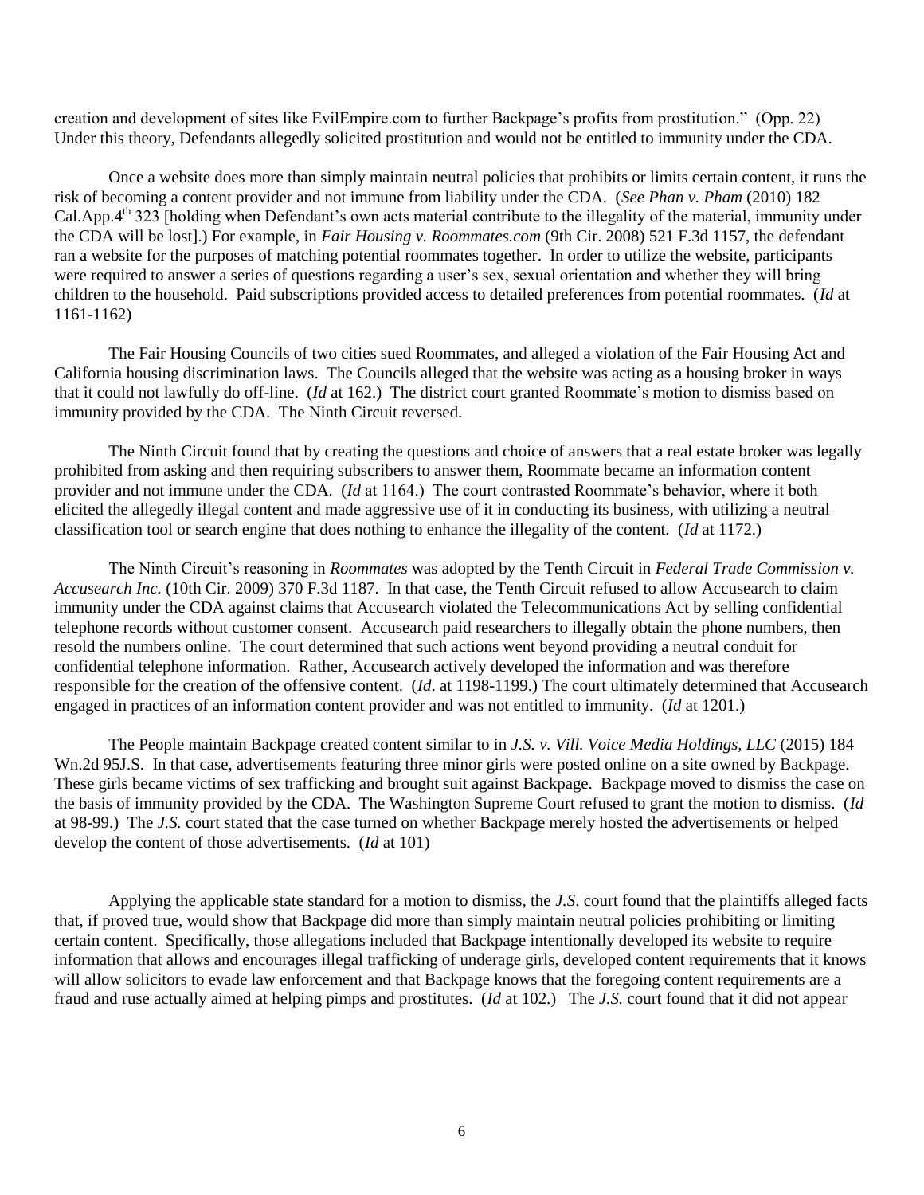creation and development of sites like EvilEmpire.com to further Backpage's profits from prostitution." (Opp. 22) Under this theory, Defendants allegedly solicited prostitution and would not be entitled to immunity under the CDA.

Once a website does more than simply maintain neutral policies that prohibits or limits certain content, it runs the risk of becoming a content provider and not immune from liability under the CDA. (*See Phan v. Pham* (2010) 182 Cal.App.4th 323 [holding when Defendant's own acts material contribute to the illegality of the material, immunity under the CDA will be lost].) For example, in *Fair Housing v. Roommates.com* (9th Cir. 2008) 521 F.3d 1157, the defendant ran a website for the purposes of matching potential roommates together. In order to utilize the website, participants were required to answer a series of questions regarding a user's sex, sexual orientation and whether they will bring children to the household. Paid subscriptions provided access to detailed preferences from potential roommates. (*Id* at 1161-1162)

The Fair Housing Councils of two cities sued Roommates, and alleged a violation of the Fair Housing Act and California housing discrimination laws. The Councils alleged that the website was acting as a housing broker in ways that it could not lawfully do off-line. (*Id* at 162.) The district court granted Roommate's motion to dismiss based on immunity provided by the CDA. The Ninth Circuit reversed.

The Ninth Circuit found that by creating the questions and choice of answers that a real estate broker was legally prohibited from asking and then requiring subscribers to answer them, Roommate became an information content provider and not immune under the CDA. (*Id* at 1164.) The court contrasted Roommate's behavior, where it both elicited the allegedly illegal content and made aggressive use of it in conducting its business, with utilizing a neutral classification tool or search engine that does nothing to enhance the illegality of the content. (*Id* at 1172.)

The Ninth Circuit's reasoning in *Roommates* was adopted by the Tenth Circuit in *Federal Trade Commission v. Accusearch Inc.* (10th Cir. 2009) 370 F.3d 1187. In that case, the Tenth Circuit refused to allow Accusearch to claim immunity under the CDA against claims that Accusearch violated the Telecommunications Act by selling confidential telephone records without customer consent. Accusearch paid researchers to illegally obtain the phone numbers, then resold the numbers online. The court determined that such actions went beyond providing a neutral conduit for confidential telephone information. Rather, Accusearch actively developed the information and was therefore responsible for the creation of the offensive content. (*Id*. at 1198-1199.) The court ultimately determined that Accusearch engaged in practices of an information content provider and was not entitled to immunity. (*Id* at 1201.)

The People maintain Backpage created content similar to in *J.S. v. Vill. Voice Media Holdings, LLC* (2015) 184 Wn.2d 95J.S. In that case, advertisements featuring three minor girls were posted online on a site owned by Backpage. These girls became victims of sex trafficking and brought suit against Backpage. Backpage moved to dismiss the case on the basis of immunity provided by the CDA. The Washington Supreme Court refused to grant the motion to dismiss. (*Id* at 98-99.) The *J.S.* court stated that the case turned on whether Backpage merely hosted the advertisements or helped develop the content of those advertisements. (*Id* at 101)

Applying the applicable state standard for a motion to dismiss, the *J.S*. court found that the plaintiffs alleged facts that, if proved true, would show that Backpage did more than simply maintain neutral policies prohibiting or limiting certain content. Specifically, those allegations included that Backpage intentionally developed its website to require information that allows and encourages illegal trafficking of underage girls, developed content requirements that it knows will allow solicitors to evade law enforcement and that Backpage knows that the foregoing content requirements are a fraud and ruse actually aimed at helping pimps and prostitutes. (*Id* at 102.) The *J.S.* court found that it did not appear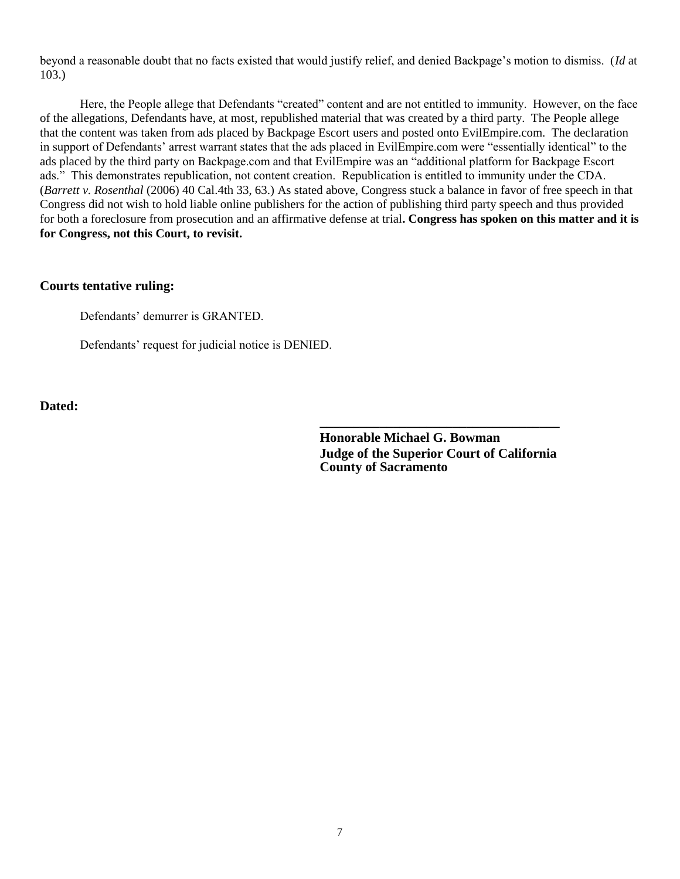beyond a reasonable doubt that no facts existed that would justify relief, and denied Backpage's motion to dismiss. (*Id* at 103.)

Here, the People allege that Defendants "created" content and are not entitled to immunity. However, on the face of the allegations, Defendants have, at most, republished material that was created by a third party. The People allege that the content was taken from ads placed by Backpage Escort users and posted onto EvilEmpire.com. The declaration in support of Defendants' arrest warrant states that the ads placed in EvilEmpire.com were "essentially identical" to the ads placed by the third party on Backpage.com and that EvilEmpire was an "additional platform for Backpage Escort ads." This demonstrates republication, not content creation. Republication is entitled to immunity under the CDA. (*Barrett v. Rosenthal* (2006) 40 Cal.4th 33, 63.) As stated above, Congress stuck a balance in favor of free speech in that Congress did not wish to hold liable online publishers for the action of publishing third party speech and thus provided for both a foreclosure from prosecution and an affirmative defense at trial**. Congress has spoken on this matter and it is for Congress, not this Court, to revisit.**

### Courts tentative ruling:

Defendants' demurrer is GRANTED.

Defendants' request for judicial notice is DENIED.

**Dated:**

______________________________________

**Honorable Michael G. Bowman**
**Judge of the Superior Court of California**
**County of Sacramento**